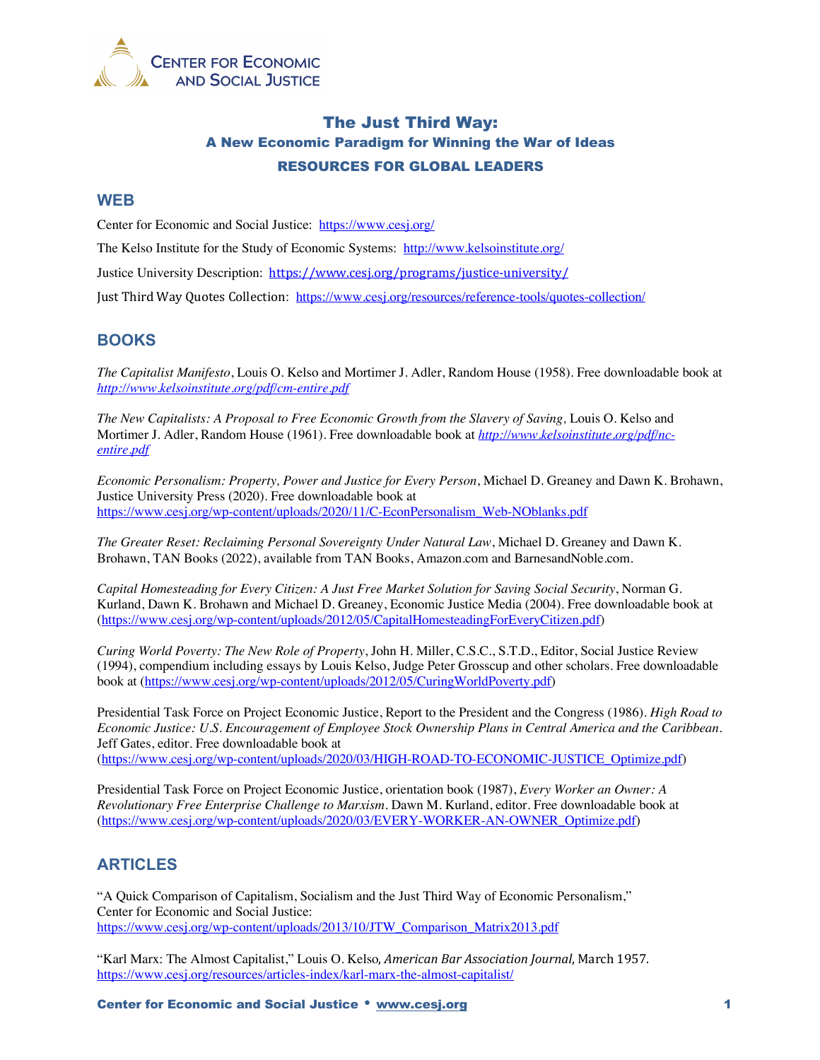CENTER FOR ECONOMIC AND SOCIAL JUSTICE

# The Just Third Way:
## A New Economic Paradigm for Winning the War of Ideas
### RESOURCES FOR GLOBAL LEADERS

## WEB

Center for Economic and Social Justice: https://www.cesj.org/

The Kelso Institute for the Study of Economic Systems: http://www.kelsoinstitute.org/

Justice University Description: https://www.cesj.org/programs/justice-university/

Just Third Way Quotes Collection: https://www.cesj.org/resources/reference-tools/quotes-collection/

## BOOKS

*The Capitalist Manifesto*, Louis O. Kelso and Mortimer J. Adler, Random House (1958). Free downloadable book at *http://www.kelsoinstitute.org/pdf/cm-entire.pdf*

*The New Capitalists: A Proposal to Free Economic Growth from the Slavery of Saving,* Louis O. Kelso and Mortimer J. Adler, Random House (1961). Free downloadable book at *http://www.kelsoinstitute.org/pdf/nc-entire.pdf*

*Economic Personalism: Property, Power and Justice for Every Person*, Michael D. Greaney and Dawn K. Brohawn, Justice University Press (2020). Free downloadable book at https://www.cesj.org/wp-content/uploads/2020/11/C-EconPersonalism_Web-NOblanks.pdf

*The Greater Reset: Reclaiming Personal Sovereignty Under Natural Law*, Michael D. Greaney and Dawn K. Brohawn, TAN Books (2022), available from TAN Books, Amazon.com and BarnesandNoble.com.

*Capital Homesteading for Every Citizen: A Just Free Market Solution for Saving Social Security*, Norman G. Kurland, Dawn K. Brohawn and Michael D. Greaney, Economic Justice Media (2004). Free downloadable book at (https://www.cesj.org/wp-content/uploads/2012/05/CapitalHomesteadingForEveryCitizen.pdf)

*Curing World Poverty: The New Role of Property*, John H. Miller, C.S.C., S.T.D., Editor, Social Justice Review (1994), compendium including essays by Louis Kelso, Judge Peter Grosscup and other scholars. Free downloadable book at (https://www.cesj.org/wp-content/uploads/2012/05/CuringWorldPoverty.pdf)

Presidential Task Force on Project Economic Justice, Report to the President and the Congress (1986). *High Road to Economic Justice: U.S. Encouragement of Employee Stock Ownership Plans in Central America and the Caribbean*. Jeff Gates, editor. Free downloadable book at (https://www.cesj.org/wp-content/uploads/2020/03/HIGH-ROAD-TO-ECONOMIC-JUSTICE_Optimize.pdf)

Presidential Task Force on Project Economic Justice, orientation book (1987), *Every Worker an Owner: A Revolutionary Free Enterprise Challenge to Marxism*. Dawn M. Kurland, editor. Free downloadable book at (https://www.cesj.org/wp-content/uploads/2020/03/EVERY-WORKER-AN-OWNER_Optimize.pdf)

## ARTICLES

"A Quick Comparison of Capitalism, Socialism and the Just Third Way of Economic Personalism," Center for Economic and Social Justice: https://www.cesj.org/wp-content/uploads/2013/10/JTW_Comparison_Matrix2013.pdf

"Karl Marx: The Almost Capitalist," Louis O. Kelso, *American Bar Association Journal*, March 1957. https://www.cesj.org/resources/articles-index/karl-marx-the-almost-capitalist/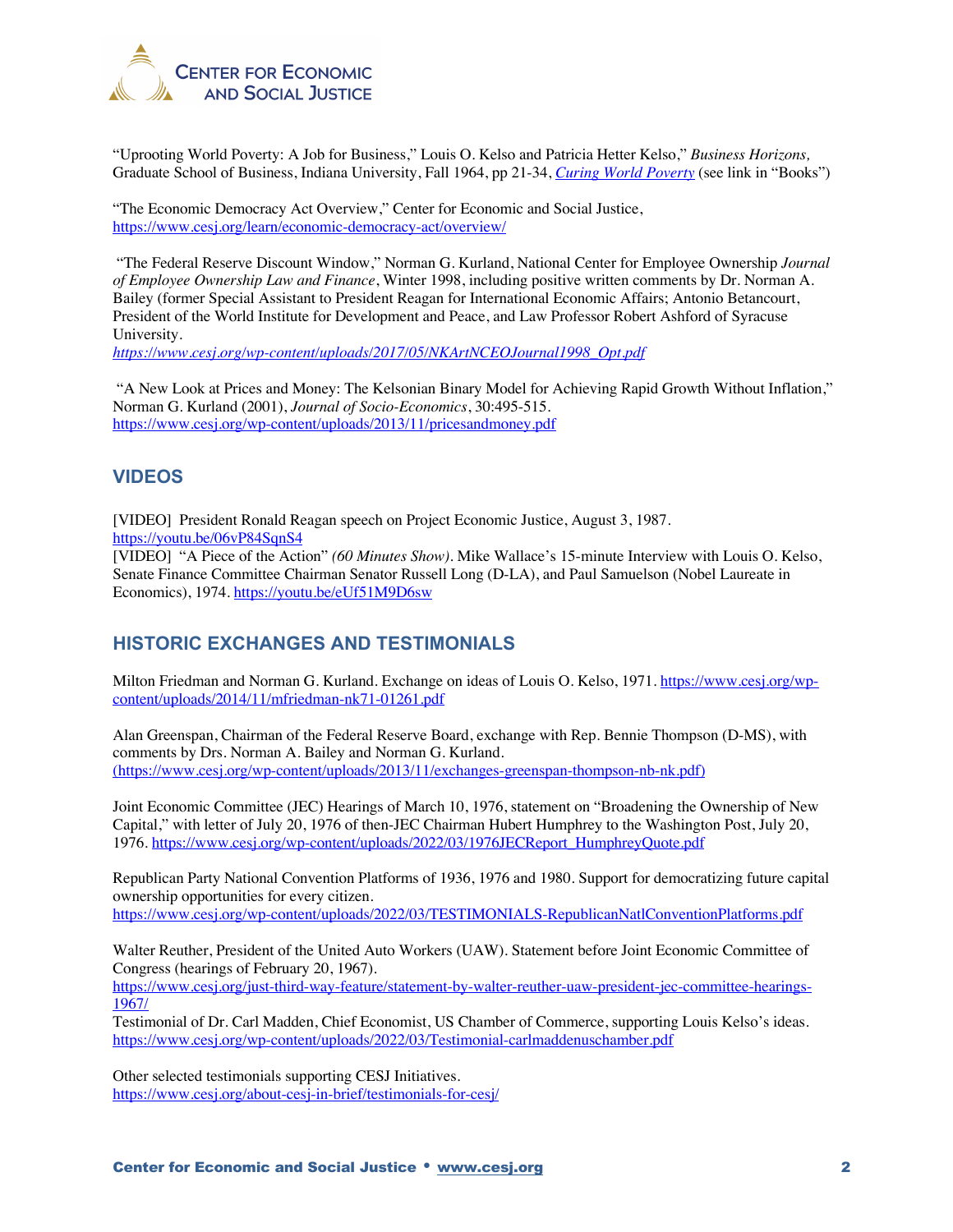"Uprooting World Poverty: A Job for Business," Louis O. Kelso and Patricia Hetter Kelso," *Business Horizons,* Graduate School of Business, Indiana University, Fall 1964, pp 21-34, *Curing World Poverty* (see link in "Books")

"The Economic Democracy Act Overview," Center for Economic and Social Justice, https://www.cesj.org/learn/economic-democracy-act/overview/

"The Federal Reserve Discount Window," Norman G. Kurland, National Center for Employee Ownership *Journal of Employee Ownership Law and Finance*, Winter 1998, including positive written comments by Dr. Norman A. Bailey (former Special Assistant to President Reagan for International Economic Affairs; Antonio Betancourt, President of the World Institute for Development and Peace, and Law Professor Robert Ashford of Syracuse University.
*https://www.cesj.org/wp-content/uploads/2017/05/NKArtNCEOJournal1998_Opt.pdf*

"A New Look at Prices and Money: The Kelsonian Binary Model for Achieving Rapid Growth Without Inflation," Norman G. Kurland (2001), *Journal of Socio-Economics*, 30:495-515.
https://www.cesj.org/wp-content/uploads/2013/11/pricesandmoney.pdf

## VIDEOS

[VIDEO] President Ronald Reagan speech on Project Economic Justice, August 3, 1987.
https://youtu.be/06vP84SqnS4
[VIDEO] "A Piece of the Action" *(60 Minutes Show)*. Mike Wallace's 15-minute Interview with Louis O. Kelso, Senate Finance Committee Chairman Senator Russell Long (D-LA), and Paul Samuelson (Nobel Laureate in Economics), 1974. https://youtu.be/eUf51M9D6sw

## HISTORIC EXCHANGES AND TESTIMONIALS

Milton Friedman and Norman G. Kurland. Exchange on ideas of Louis O. Kelso, 1971. https://www.cesj.org/wp-content/uploads/2014/11/mfriedman-nk71-01261.pdf

Alan Greenspan, Chairman of the Federal Reserve Board, exchange with Rep. Bennie Thompson (D-MS), with comments by Drs. Norman A. Bailey and Norman G. Kurland.
(https://www.cesj.org/wp-content/uploads/2013/11/exchanges-greenspan-thompson-nb-nk.pdf)

Joint Economic Committee (JEC) Hearings of March 10, 1976, statement on "Broadening the Ownership of New Capital," with letter of July 20, 1976 of then-JEC Chairman Hubert Humphrey to the Washington Post, July 20, 1976. https://www.cesj.org/wp-content/uploads/2022/03/1976JECReport_HumphreyQuote.pdf

Republican Party National Convention Platforms of 1936, 1976 and 1980. Support for democratizing future capital ownership opportunities for every citizen.
https://www.cesj.org/wp-content/uploads/2022/03/TESTIMONIALS-RepublicanNatlConventionPlatforms.pdf

Walter Reuther, President of the United Auto Workers (UAW). Statement before Joint Economic Committee of Congress (hearings of February 20, 1967).
https://www.cesj.org/just-third-way-feature/statement-by-walter-reuther-uaw-president-jec-committee-hearings-1967/
Testimonial of Dr. Carl Madden, Chief Economist, US Chamber of Commerce, supporting Louis Kelso's ideas.
https://www.cesj.org/wp-content/uploads/2022/03/Testimonial-carlmaddenuschamber.pdf

Other selected testimonials supporting CESJ Initiatives.
https://www.cesj.org/about-cesj-in-brief/testimonials-for-cesj/